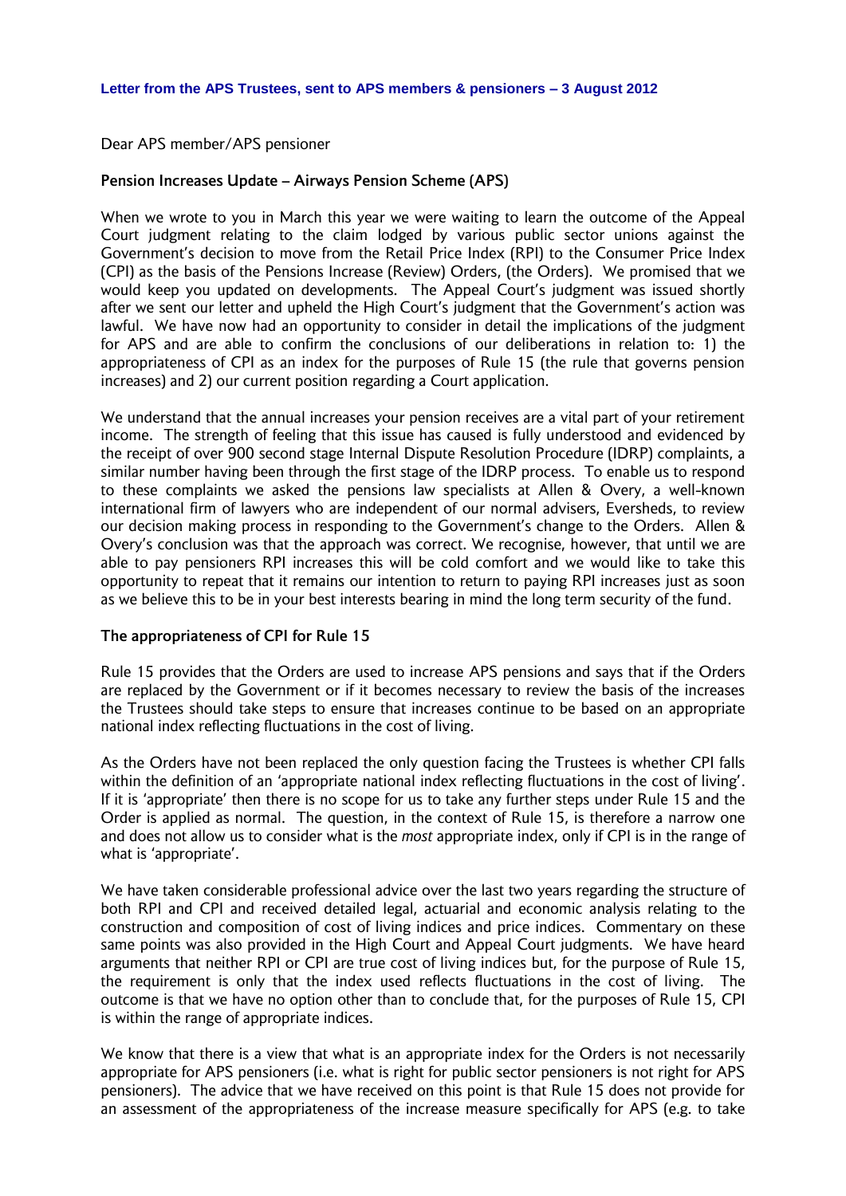**Letter from the APS Trustees, sent to APS members & pensioners – 3 August 2012**

Dear APS member/APS pensioner

**Pension Increases Update – Airways Pension Scheme (APS)**

When we wrote to you in March this year we were waiting to learn the outcome of the Appeal Court judgment relating to the claim lodged by various public sector unions against the Government's decision to move from the Retail Price Index (RPI) to the Consumer Price Index (CPI) as the basis of the Pensions Increase (Review) Orders, (the Orders). We promised that we would keep you updated on developments. The Appeal Court's judgment was issued shortly after we sent our letter and upheld the High Court's judgment that the Government's action was lawful. We have now had an opportunity to consider in detail the implications of the judgment for APS and are able to confirm the conclusions of our deliberations in relation to: 1) the appropriateness of CPI as an index for the purposes of Rule 15 (the rule that governs pension increases) and 2) our current position regarding a Court application.

We understand that the annual increases your pension receives are a vital part of your retirement income. The strength of feeling that this issue has caused is fully understood and evidenced by the receipt of over 900 second stage Internal Dispute Resolution Procedure (IDRP) complaints, a similar number having been through the first stage of the IDRP process. To enable us to respond to these complaints we asked the pensions law specialists at Allen & Overy, a well-known international firm of lawyers who are independent of our normal advisers, Eversheds, to review our decision making process in responding to the Government's change to the Orders. Allen & Overy's conclusion was that the approach was correct. We recognise, however, that until we are able to pay pensioners RPI increases this will be cold comfort and we would like to take this opportunity to repeat that it remains our intention to return to paying RPI increases just as soon as we believe this to be in your best interests bearing in mind the long term security of the fund.

**The appropriateness of CPI for Rule 15**

Rule 15 provides that the Orders are used to increase APS pensions and says that if the Orders are replaced by the Government or if it becomes necessary to review the basis of the increases the Trustees should take steps to ensure that increases continue to be based on an appropriate national index reflecting fluctuations in the cost of living.

As the Orders have not been replaced the only question facing the Trustees is whether CPI falls within the definition of an 'appropriate national index reflecting fluctuations in the cost of living'. If it is 'appropriate' then there is no scope for us to take any further steps under Rule 15 and the Order is applied as normal. The question, in the context of Rule 15, is therefore a narrow one and does not allow us to consider what is the *most* appropriate index, only if CPI is in the range of what is 'appropriate'.

We have taken considerable professional advice over the last two years regarding the structure of both RPI and CPI and received detailed legal, actuarial and economic analysis relating to the construction and composition of cost of living indices and price indices. Commentary on these same points was also provided in the High Court and Appeal Court judgments. We have heard arguments that neither RPI or CPI are true cost of living indices but, for the purpose of Rule 15, the requirement is only that the index used reflects fluctuations in the cost of living. The outcome is that we have no option other than to conclude that, for the purposes of Rule 15, CPI is within the range of appropriate indices.

We know that there is a view that what is an appropriate index for the Orders is not necessarily appropriate for APS pensioners (i.e. what is right for public sector pensioners is not right for APS pensioners). The advice that we have received on this point is that Rule 15 does not provide for an assessment of the appropriateness of the increase measure specifically for APS (e.g. to take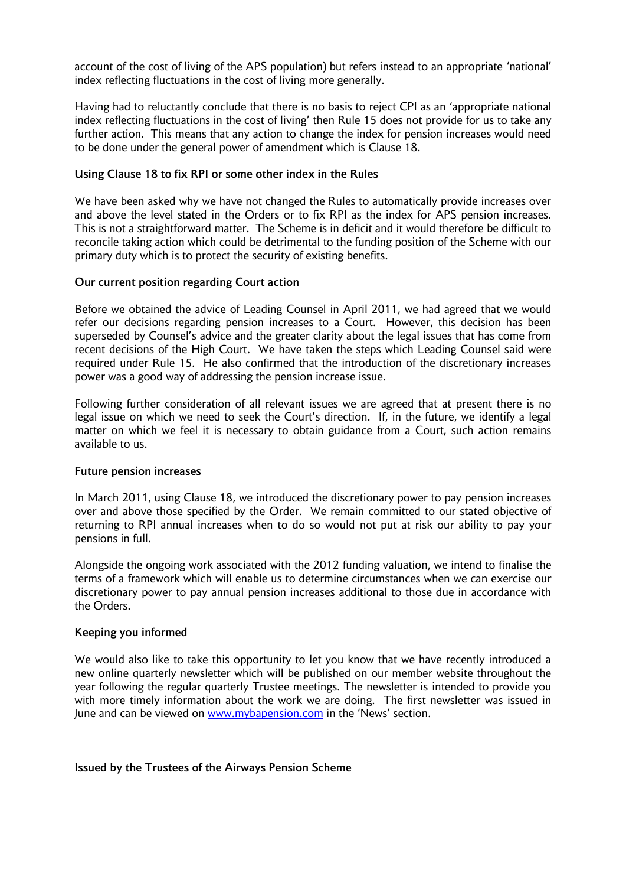account of the cost of living of the APS population) but refers instead to an appropriate 'national' index reflecting fluctuations in the cost of living more generally.

Having had to reluctantly conclude that there is no basis to reject CPI as an 'appropriate national index reflecting fluctuations in the cost of living' then Rule 15 does not provide for us to take any further action. This means that any action to change the index for pension increases would need to be done under the general power of amendment which is Clause 18.

**Using Clause 18 to fix RPI or some other index in the Rules**

We have been asked why we have not changed the Rules to automatically provide increases over and above the level stated in the Orders or to fix RPI as the index for APS pension increases. This is not a straightforward matter. The Scheme is in deficit and it would therefore be difficult to reconcile taking action which could be detrimental to the funding position of the Scheme with our primary duty which is to protect the security of existing benefits.

**Our current position regarding Court action**

Before we obtained the advice of Leading Counsel in April 2011, we had agreed that we would refer our decisions regarding pension increases to a Court. However, this decision has been superseded by Counsel's advice and the greater clarity about the legal issues that has come from recent decisions of the High Court. We have taken the steps which Leading Counsel said were required under Rule 15. He also confirmed that the introduction of the discretionary increases power was a good way of addressing the pension increase issue.

Following further consideration of all relevant issues we are agreed that at present there is no legal issue on which we need to seek the Court's direction. If, in the future, we identify a legal matter on which we feel it is necessary to obtain guidance from a Court, such action remains available to us.

**Future pension increases**

In March 2011, using Clause 18, we introduced the discretionary power to pay pension increases over and above those specified by the Order. We remain committed to our stated objective of returning to RPI annual increases when to do so would not put at risk our ability to pay your pensions in full.

Alongside the ongoing work associated with the 2012 funding valuation, we intend to finalise the terms of a framework which will enable us to determine circumstances when we can exercise our discretionary power to pay annual pension increases additional to those due in accordance with the Orders.

**Keeping you informed**

We would also like to take this opportunity to let you know that we have recently introduced a new online quarterly newsletter which will be published on our member website throughout the year following the regular quarterly Trustee meetings. The newsletter is intended to provide you with more timely information about the work we are doing. The first newsletter was issued in June and can be viewed on [www.mybapension.com](http://www.mybapension.com) in the 'News' section.

**Issued by the Trustees of the Airways Pension Scheme**